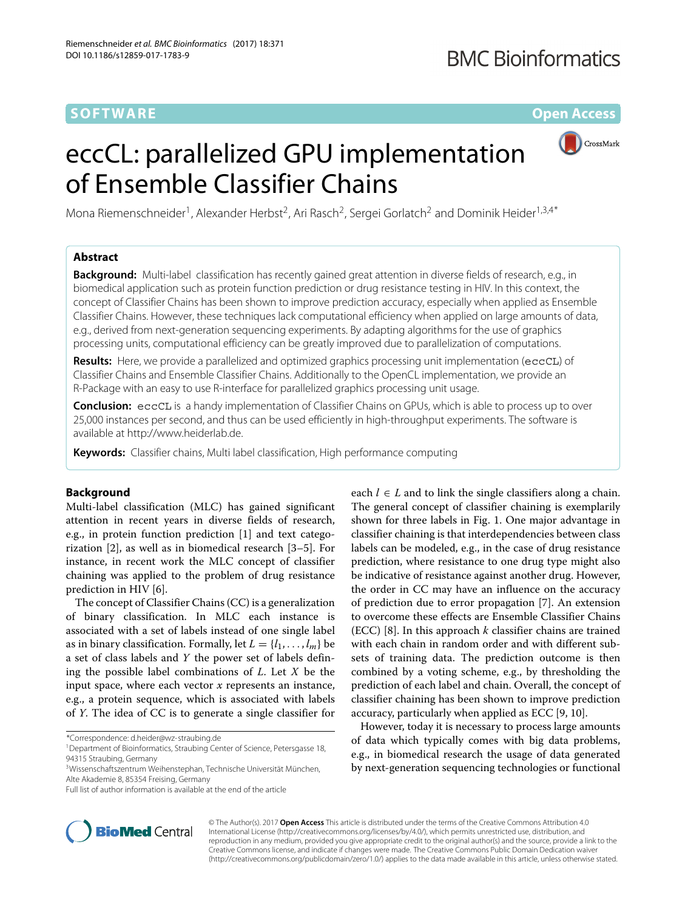**SOFTWARE** **Open Access**

# eccCL: parallelized GPU implementation of Ensemble Classifier Chains

Mona Riemenschneider[1], Alexander Herbst[2], Ari Rasch[2], Sergei Gorlatch[2] and Dominik Heider[1,3,4*]

## Abstract

**Background:** Multi-label classification has recently gained great attention in diverse fields of research, e.g., in biomedical application such as protein function prediction or drug resistance testing in HIV. In this context, the concept of Classifier Chains has been shown to improve prediction accuracy, especially when applied as Ensemble Classifier Chains. However, these techniques lack computational efficiency when applied on large amounts of data, e.g., derived from next-generation sequencing experiments. By adapting algorithms for the use of graphics processing units, computational efficiency can be greatly improved due to parallelization of computations.

**Results:** Here, we provide a parallelized and optimized graphics processing unit implementation (`eccCL`) of Classifier Chains and Ensemble Classifier Chains. Additionally to the OpenCL implementation, we provide an R-Package with an easy to use R-interface for parallelized graphics processing unit usage.

**Conclusion:** `eccCL` is a handy implementation of Classifier Chains on GPUs, which is able to process up to over 25,000 instances per second, and thus can be used efficiently in high-throughput experiments. The software is available at http://www.heiderlab.de.

**Keywords:** Classifier chains, Multi label classification, High performance computing

## Background

Multi-label classification (MLC) has gained significant attention in recent years in diverse fields of research, e.g., in protein function prediction [1] and text categorization [2], as well as in biomedical research [3–5]. For instance, in recent work the MLC concept of classifier chaining was applied to the problem of drug resistance prediction in HIV [6].

The concept of Classifier Chains (CC) is a generalization of binary classification. In MLC each instance is associated with a set of labels instead of one single label as in binary classification. Formally, let $L = \{l_1, \ldots, l_m\}$ be a set of class labels and $Y$ the power set of labels defining the possible label combinations of $L$. Let $X$ be the input space, where each vector $x$ represents an instance, e.g., a protein sequence, which is associated with labels of $Y$. The idea of CC is to generate a single classifier for each $l \in L$ and to link the single classifiers along a chain. The general concept of classifier chaining is exemplarily shown for three labels in Fig. 1. One major advantage in classifier chaining is that interdependencies between class labels can be modeled, e.g., in the case of drug resistance prediction, where resistance to one drug type might also be indicative of resistance against another drug. However, the order in CC may have an influence on the accuracy of prediction due to error propagation [7]. An extension to overcome these effects are Ensemble Classifier Chains (ECC) [8]. In this approach $k$ classifier chains are trained with each chain in random order and with different subsets of training data. The prediction outcome is then combined by a voting scheme, e.g., by thresholding the prediction of each label and chain. Overall, the concept of classifier chaining has been shown to improve prediction accuracy, particularly when applied as ECC [9, 10].

However, today it is necessary to process large amounts of data which typically comes with big data problems, e.g., in biomedical research the usage of data generated by next-generation sequencing technologies or functional

*Correspondence: d.heider@wz-straubing.de
[1]Department of Bioinformatics, Straubing Center of Science, Petersgasse 18, 94315 Straubing, Germany
[3]Wissenschaftszentrum Weihenstephan, Technische Universität München, Alte Akademie 8, 85354 Freising, Germany
Full list of author information is available at the end of the article

© The Author(s). 2017 **Open Access** This article is distributed under the terms of the Creative Commons Attribution 4.0 International License (http://creativecommons.org/licenses/by/4.0/), which permits unrestricted use, distribution, and reproduction in any medium, provided you give appropriate credit to the original author(s) and the source, provide a link to the Creative Commons license, and indicate if changes were made. The Creative Commons Public Domain Dedication waiver (http://creativecommons.org/publicdomain/zero/1.0/) applies to the data made available in this article, unless otherwise stated.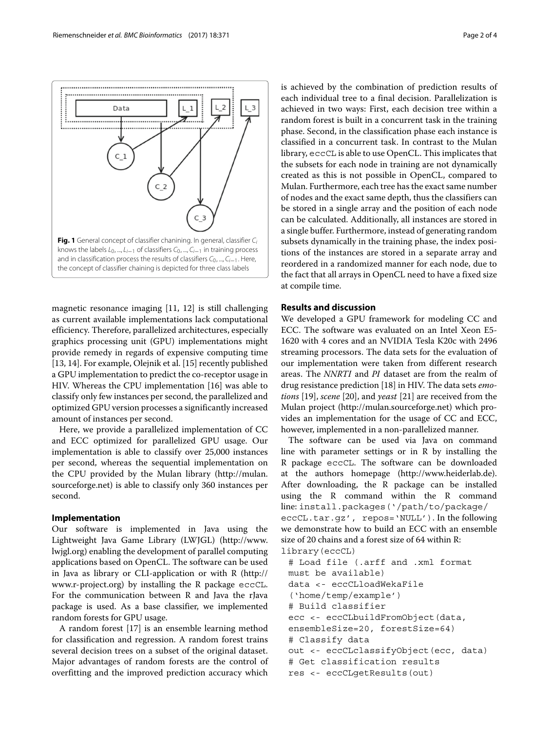**Fig. 1** General concept of classifier chanining. In general, classifier $C_i$ knows the labels $L_0, ..., L_{i-1}$ of classifiers $C_0, ..., C_{i-1}$ in training process and in classification process the results of classifiers $C_0, ..., C_{i-1}$. Here, the concept of classifier chaining is depicted for three class labels

magnetic resonance imaging [11, 12] is still challenging as current available implementations lack computational efficiency. Therefore, parallelized architectures, especially graphics processing unit (GPU) implementations might provide remedy in regards of expensive computing time [13, 14]. For example, Olejnik et al. [15] recently published a GPU implementation to predict the co-receptor usage in HIV. Whereas the CPU implementation [16] was able to classify only few instances per second, the parallelized and optimized GPU version processes a significantly increased amount of instances per second.

Here, we provide a parallelized implementation of CC and ECC optimized for parallelized GPU usage. Our implementation is able to classify over 25,000 instances per second, whereas the sequential implementation on the CPU provided by the Mulan library (http://mulan.sourceforge.net) is able to classify only 360 instances per second.

## Implementation

Our software is implemented in Java using the Lightweight Java Game Library (LWJGL) (http://www.lwjgl.org) enabling the development of parallel computing applications based on OpenCL. The software can be used in Java as library or CLI-application or with R (http://www.r-project.org) by installing the R package `eccCL`. For the communication between R and Java the rJava package is used. As a base classifier, we implemented random forests for GPU usage.

A random forest [17] is an ensemble learning method for classification and regression. A random forest trains several decision trees on a subset of the original dataset. Major advantages of random forests are the control of overfitting and the improved prediction accuracy which is achieved by the combination of prediction results of each individual tree to a final decision. Parallelization is achieved in two ways: First, each decision tree within a random forest is built in a concurrent task in the training phase. Second, in the classification phase each instance is classified in a concurrent task. In contrast to the Mulan library, `eccCL` is able to use OpenCL. This implicates that the subsets for each node in training are not dynamically created as this is not possible in OpenCL, compared to Mulan. Furthermore, each tree has the exact same number of nodes and the exact same depth, thus the classifiers can be stored in a single array and the position of each node can be calculated. Additionally, all instances are stored in a single buffer. Furthermore, instead of generating random subsets dynamically in the training phase, the index positions of the instances are stored in a separate array and reordered in a randomized manner for each node, due to the fact that all arrays in OpenCL need to have a fixed size at compile time.

## Results and discussion

We developed a GPU framework for modeling CC and ECC. The software was evaluated on an Intel Xeon E5-1620 with 4 cores and an NVIDIA Tesla K20c with 2496 streaming processors. The data sets for the evaluation of our implementation were taken from different research areas. The *NNRTI* and *PI* dataset are from the realm of drug resistance prediction [18] in HIV. The data sets *emotions* [19], *scene* [20], and *yeast* [21] are received from the Mulan project (http://mulan.sourceforge.net) which provides an implementation for the usage of CC and ECC, however, implemented in a non-parallelized manner.

The software can be used via Java on command line with parameter settings or in R by installing the R package `eccCL`. The software can be downloaded at the authors homepage (http://www.heiderlab.de). After downloading, the R package can be installed using the R command within the R command line: `install.packages('/path/to/package/eccCL.tar.gz', repos='NULL')`. In the following we demonstrate how to build an ECC with an ensemble size of 20 chains and a forest size of 64 within R:

```
library(eccCL)
 # Load file (.arff and .xml format
 must be available)
 data <- eccCLloadWekaFile
 ('home/temp/example')
 # Build classifier
 ecc <- eccCLbuildFromObject(data,
 ensembleSize=20, forestSize=64)
 # Classify data
 out <- eccCLclassifyObject(ecc, data)
 # Get classification results
 res <- eccCLgetResults(out)
```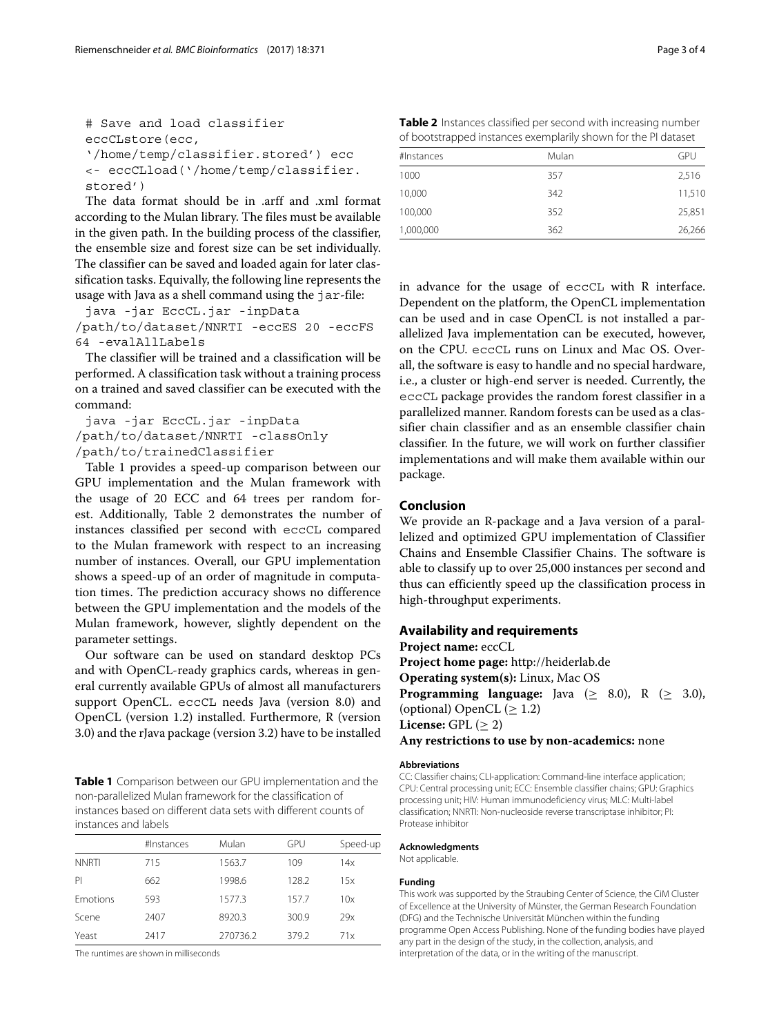```
# Save and load classifier
eccCLstore(ecc,
'/home/temp/classifier.stored') ecc
<- eccCLload('/home/temp/classifier.
stored')
```

The data format should be in .arff and .xml format according to the Mulan library. The files must be available in the given path. In the building process of the classifier, the ensemble size and forest size can be set individually. The classifier can be saved and loaded again for later classification tasks. Equivalently, the following line represents the usage with Java as a shell command using the jar-file:

```
java -jar EccCL.jar -inpData
/path/to/dataset/NNRTI -eccES 20 -eccFS
64 -evalAllLabels
```

The classifier will be trained and a classification will be performed. A classification task without a training process on a trained and saved classifier can be executed with the command:

```
java -jar EccCL.jar -inpData
/path/to/dataset/NNRTI -classOnly
/path/to/trainedClassifier
```

Table 1 provides a speed-up comparison between our GPU implementation and the Mulan framework with the usage of 20 ECC and 64 trees per random forest. Additionally, Table 2 demonstrates the number of instances classified per second with eccCL compared to the Mulan framework with respect to an increasing number of instances. Overall, our GPU implementation shows a speed-up of an order of magnitude in computation times. The prediction accuracy shows no difference between the GPU implementation and the models of the Mulan framework, however, slightly dependent on the parameter settings.

Our software can be used on standard desktop PCs and with OpenCL-ready graphics cards, whereas in general currently available GPUs of almost all manufacturers support OpenCL. eccCL needs Java (version 8.0) and OpenCL (version 1.2) installed. Furthermore, R (version 3.0) and the rJava package (version 3.2) have to be installed in advance for the usage of eccCL with R interface. Dependent on the platform, the OpenCL implementation can be used and in case OpenCL is not installed a parallelized Java implementation can be executed, however, on the CPU. eccCL runs on Linux and Mac OS. Overall, the software is easy to handle and no special hardware, i.e., a cluster or high-end server is needed. Currently, the eccCL package provides the random forest classifier in a parallelized manner. Random forests can be used as a classifier chain classifier and as an ensemble classifier chain classifier. In the future, we will work on further classifier implementations and will make them available within our package.

**Table 1** Comparison between our GPU implementation and the non-parallelized Mulan framework for the classification of instances based on different data sets with different counts of instances and labels

| | #Instances | Mulan | GPU | Speed-up |
|---|---|---|---|---|
| NNRTI | 715 | 1563.7 | 109 | 14x |
| PI | 662 | 1998.6 | 128.2 | 15x |
| Emotions | 593 | 1577.3 | 157.7 | 10x |
| Scene | 2407 | 8920.3 | 300.9 | 29x |
| Yeast | 2417 | 270736.2 | 379.2 | 71x |

The runtimes are shown in milliseconds

**Table 2** Instances classified per second with increasing number of bootstrapped instances exemplarily shown for the PI dataset

| #Instances | Mulan | GPU |
|---|---|---|
| 1000 | 357 | 2,516 |
| 10,000 | 342 | 11,510 |
| 100,000 | 352 | 25,851 |
| 1,000,000 | 362 | 26,266 |

## Conclusion

We provide an R-package and a Java version of a parallelized and optimized GPU implementation of Classifier Chains and Ensemble Classifier Chains. The software is able to classify up to over 25,000 instances per second and thus can efficiently speed up the classification process in high-throughput experiments.

## Availability and requirements

**Project name:** eccCL
**Project home page:** http://heiderlab.de
**Operating system(s):** Linux, Mac OS
**Programming language:** Java ($\geq$ 8.0), R ($\geq$ 3.0), (optional) OpenCL ($\geq$ 1.2)
**License:** GPL ($\geq$ 2)
**Any restrictions to use by non-academics:** none

#### Abbreviations

CC: Classifier chains; CLI-application: Command-line interface application; CPU: Central processing unit; ECC: Ensemble classifier chains; GPU: Graphics processing unit; HIV: Human immunodeficiency virus; MLC: Multi-label classification; NNRTI: Non-nucleoside reverse transcriptase inhibitor; PI: Protease inhibitor

#### Acknowledgments

Not applicable.

#### Funding

This work was supported by the Straubing Center of Science, the CiM Cluster of Excellence at the University of Münster, the German Research Foundation (DFG) and the Technische Universität München within the funding programme Open Access Publishing. None of the funding bodies have played any part in the design of the study, in the collection, analysis, and interpretation of the data, or in the writing of the manuscript.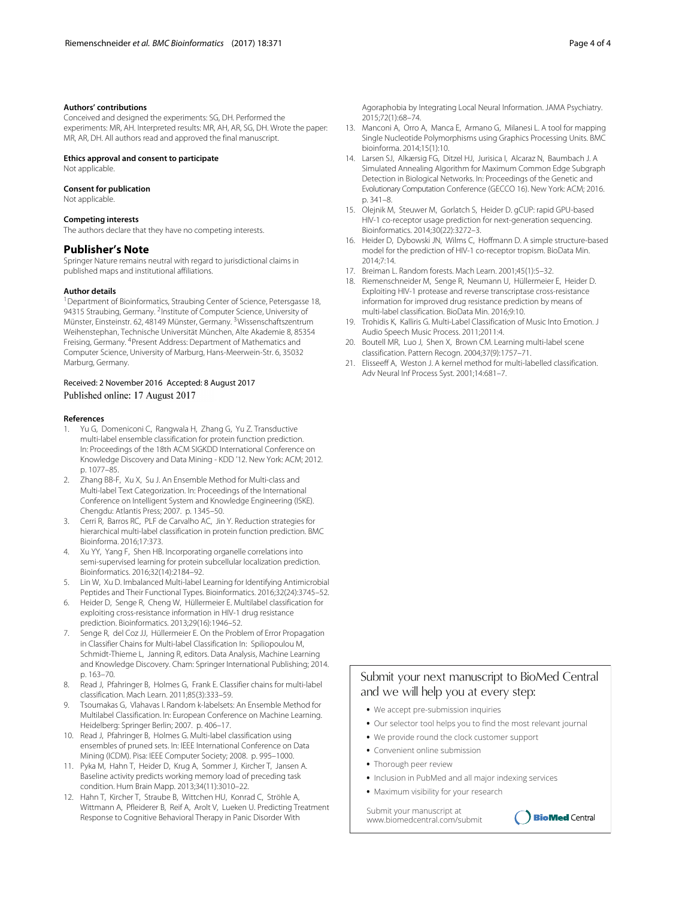#### Authors' contributions

Conceived and designed the experiments: SG, DH. Performed the experiments: MR, AH. Interpreted results: MR, AH, AR, SG, DH. Wrote the paper: MR, AR, DH. All authors read and approved the final manuscript.

#### Ethics approval and consent to participate

Not applicable.

#### Consent for publication

Not applicable.

#### Competing interests

The authors declare that they have no competing interests.

### Publisher's Note

Springer Nature remains neutral with regard to jurisdictional claims in published maps and institutional affiliations.

#### Author details

[1]Department of Bioinformatics, Straubing Center of Science, Petersgasse 18, 94315 Straubing, Germany. [2]Institute of Computer Science, University of Münster, Einsteinstr. 62, 48149 Münster, Germany. [3]Wissenschaftszentrum Weihenstephan, Technische Universität München, Alte Akademie 8, 85354 Freising, Germany. [4]Present Address: Department of Mathematics and Computer Science, University of Marburg, Hans-Meerwein-Str. 6, 35032 Marburg, Germany.

Received: 2 November 2016 Accepted: 8 August 2017
Published online: 17 August 2017

#### References

1. Yu G, Domeniconi C, Rangwala H, Zhang G, Yu Z. Transductive multi-label ensemble classification for protein function prediction. In: Proceedings of the 18th ACM SIGKDD International Conference on Knowledge Discovery and Data Mining - KDD '12. New York: ACM; 2012. p. 1077–85.
2. Zhang BB-F, Xu X, Su J. An Ensemble Method for Multi-class and Multi-label Text Categorization. In: Proceedings of the International Conference on Intelligent System and Knowledge Engineering (ISKE). Chengdu: Atlantis Press; 2007. p. 1345–50.
3. Cerri R, Barros RC, PLF de Carvalho AC, Jin Y. Reduction strategies for hierarchical multi-label classification in protein function prediction. BMC Bioinforma. 2016;17:373.
4. Xu YY, Yang F, Shen HB. Incorporating organelle correlations into semi-supervised learning for protein subcellular localization prediction. Bioinformatics. 2016;32(14):2184–92.
5. Lin W, Xu D. Imbalanced Multi-label Learning for Identifying Antimicrobial Peptides and Their Functional Types. Bioinformatics. 2016;32(24):3745–52.
6. Heider D, Senge R, Cheng W, Hüllermeier E. Multilabel classification for exploiting cross-resistance information in HIV-1 drug resistance prediction. Bioinformatics. 2013;29(16):1946–52.
7. Senge R, del Coz JJ, Hüllermeier E. On the Problem of Error Propagation in Classifier Chains for Multi-label Classification In: Spiliopoulou M, Schmidt-Thieme L, Janning R, editors. Data Analysis, Machine Learning and Knowledge Discovery. Cham: Springer International Publishing; 2014. p. 163–70.
8. Read J, Pfahringer B, Holmes G, Frank E. Classifier chains for multi-label classification. Mach Learn. 2011;85(3):333–59.
9. Tsoumakas G, Vlahavas I. Random k-labelsets: An Ensemble Method for Multilabel Classification. In: European Conference on Machine Learning. Heidelberg: Springer Berlin; 2007. p. 406–17.
10. Read J, Pfahringer B, Holmes G. Multi-label classification using ensembles of pruned sets. In: IEEE International Conference on Data Mining (ICDM). Pisa: IEEE Computer Society; 2008. p. 995–1000.
11. Pyka M, Hahn T, Heider D, Krug A, Sommer J, Kircher T, Jansen A. Baseline activity predicts working memory load of preceding task condition. Hum Brain Mapp. 2013;34(11):3010–22.
12. Hahn T, Kircher T, Straube B, Wittchen HU, Konrad C, Ströhle A, Wittmann A, Pfleiderer B, Reif A, Arolt V, Lueken U. Predicting Treatment Response to Cognitive Behavioral Therapy in Panic Disorder With Agoraphobia by Integrating Local Neural Information. JAMA Psychiatry. 2015;72(1):68–74.
13. Manconi A, Orro A, Manca E, Armano G, Milanesi L. A tool for mapping Single Nucleotide Polymorphisms using Graphics Processing Units. BMC bioinforma. 2014;15(1):10.
14. Larsen SJ, Alkærsig FG, Ditzel HJ, Jurisica I, Alcaraz N, Baumbach J. A Simulated Annealing Algorithm for Maximum Common Edge Subgraph Detection in Biological Networks. In: Proceedings of the Genetic and Evolutionary Computation Conference (GECCO 16). New York: ACM; 2016. p. 341–8.
15. Olejnik M, Steuwer M, Gorlatch S, Heider D. gCUP: rapid GPU-based HIV-1 co-receptor usage prediction for next-generation sequencing. Bioinformatics. 2014;30(22):3272–3.
16. Heider D, Dybowski JN, Wilms C, Hoffmann D. A simple structure-based model for the prediction of HIV-1 co-receptor tropism. BioData Min. 2014;7:14.
17. Breiman L. Random forests. Mach Learn. 2001;45(1):5–32.
18. Riemenschneider M, Senge R, Neumann U, Hüllermeier E, Heider D. Exploiting HIV-1 protease and reverse transcriptase cross-resistance information for improved drug resistance prediction by means of multi-label classification. BioData Min. 2016;9:10.
19. Trohidis K, Kalliris G. Multi-Label Classification of Music Into Emotion. J Audio Speech Music Process. 2011;2011:4.
20. Boutell MR, Luo J, Shen X, Brown CM. Learning multi-label scene classification. Pattern Recogn. 2004;37(9):1757–71.
21. Elisseeff A, Weston J. A kernel method for multi-labelled classification. Adv Neural Inf Process Syst. 2001;14:681–7.

Submit your next manuscript to BioMed Central and we will help you at every step:

- We accept pre-submission inquiries
- Our selector tool helps you to find the most relevant journal
- We provide round the clock customer support
- Convenient online submission
- Thorough peer review
- Inclusion in PubMed and all major indexing services
- Maximum visibility for your research

Submit your manuscript at www.biomedcentral.com/submit

BioMed Central